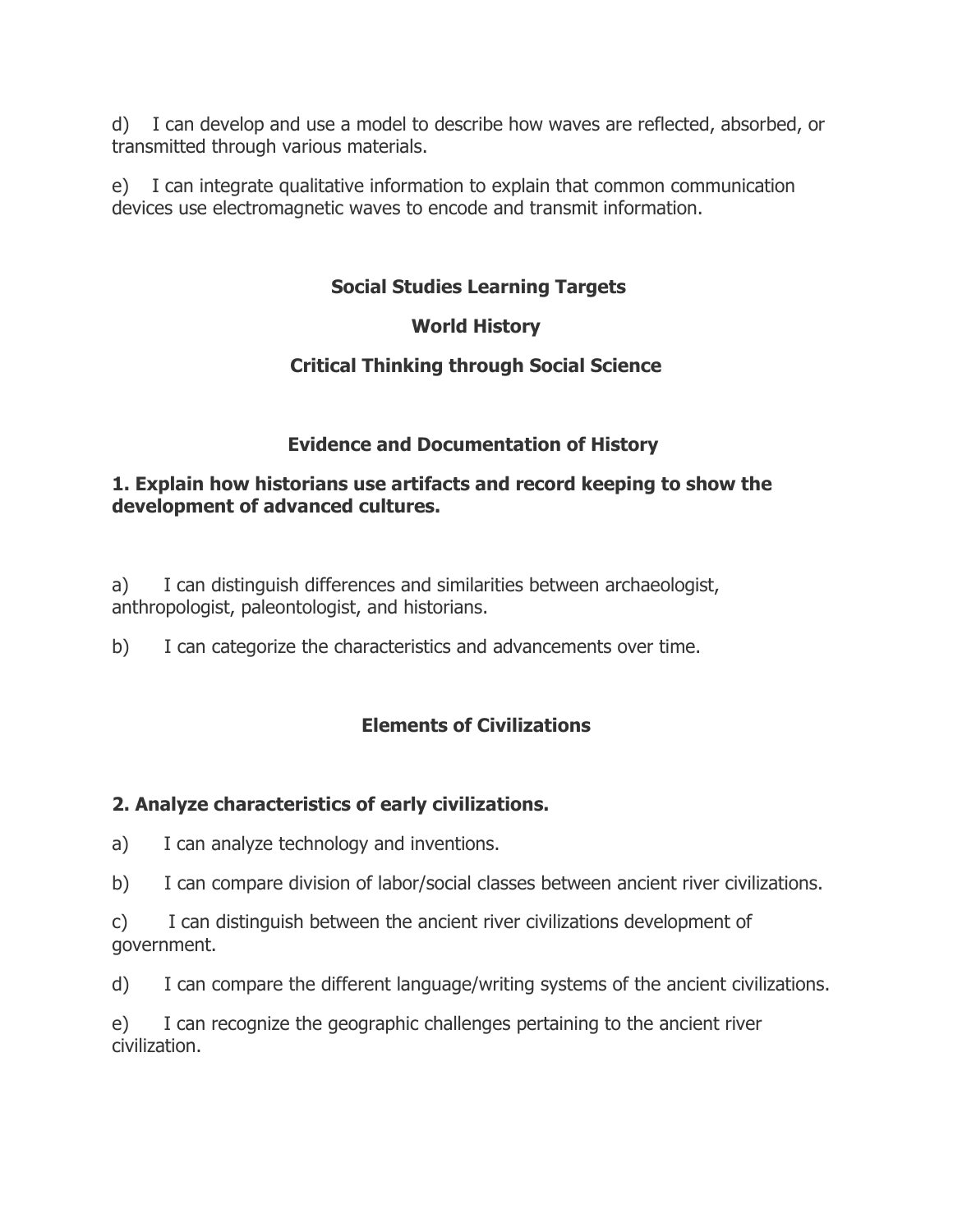d) I can develop and use a model to describe how waves are reflected, absorbed, or transmitted through various materials.

e) I can integrate qualitative information to explain that common communication devices use electromagnetic waves to encode and transmit information.

## Social Studies Learning Targets

## World History

## Critical Thinking through Social Science

### Evidence and Documentation of History

**1. Explain how historians use artifacts and record keeping to show the development of advanced cultures.**

a) I can distinguish differences and similarities between archaeologist, anthropologist, paleontologist, and historians.

b) I can categorize the characteristics and advancements over time.

### Elements of Civilizations

**2. Analyze characteristics of early civilizations.**

a) I can analyze technology and inventions.

b) I can compare division of labor/social classes between ancient river civilizations.

c) I can distinguish between the ancient river civilizations development of government.

d) I can compare the different language/writing systems of the ancient civilizations.

e) I can recognize the geographic challenges pertaining to the ancient river civilization.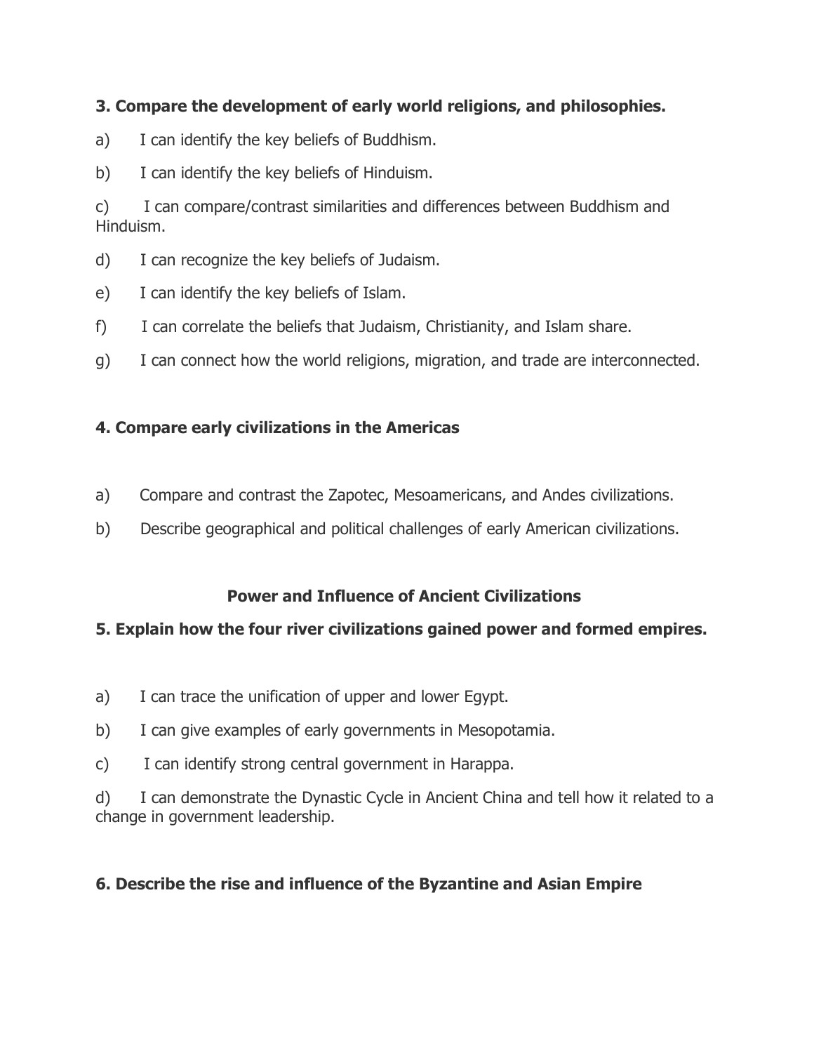**3. Compare the development of early world religions, and philosophies.**

a) I can identify the key beliefs of Buddhism.

b) I can identify the key beliefs of Hinduism.

c) I can compare/contrast similarities and differences between Buddhism and Hinduism.

d) I can recognize the key beliefs of Judaism.

e) I can identify the key beliefs of Islam.

f) I can correlate the beliefs that Judaism, Christianity, and Islam share.

g) I can connect how the world religions, migration, and trade are interconnected.

**4. Compare early civilizations in the Americas**

a) Compare and contrast the Zapotec, Mesoamericans, and Andes civilizations.

b) Describe geographical and political challenges of early American civilizations.

## Power and Influence of Ancient Civilizations

**5. Explain how the four river civilizations gained power and formed empires.**

a) I can trace the unification of upper and lower Egypt.

b) I can give examples of early governments in Mesopotamia.

c) I can identify strong central government in Harappa.

d) I can demonstrate the Dynastic Cycle in Ancient China and tell how it related to a change in government leadership.

**6. Describe the rise and influence of the Byzantine and Asian Empire**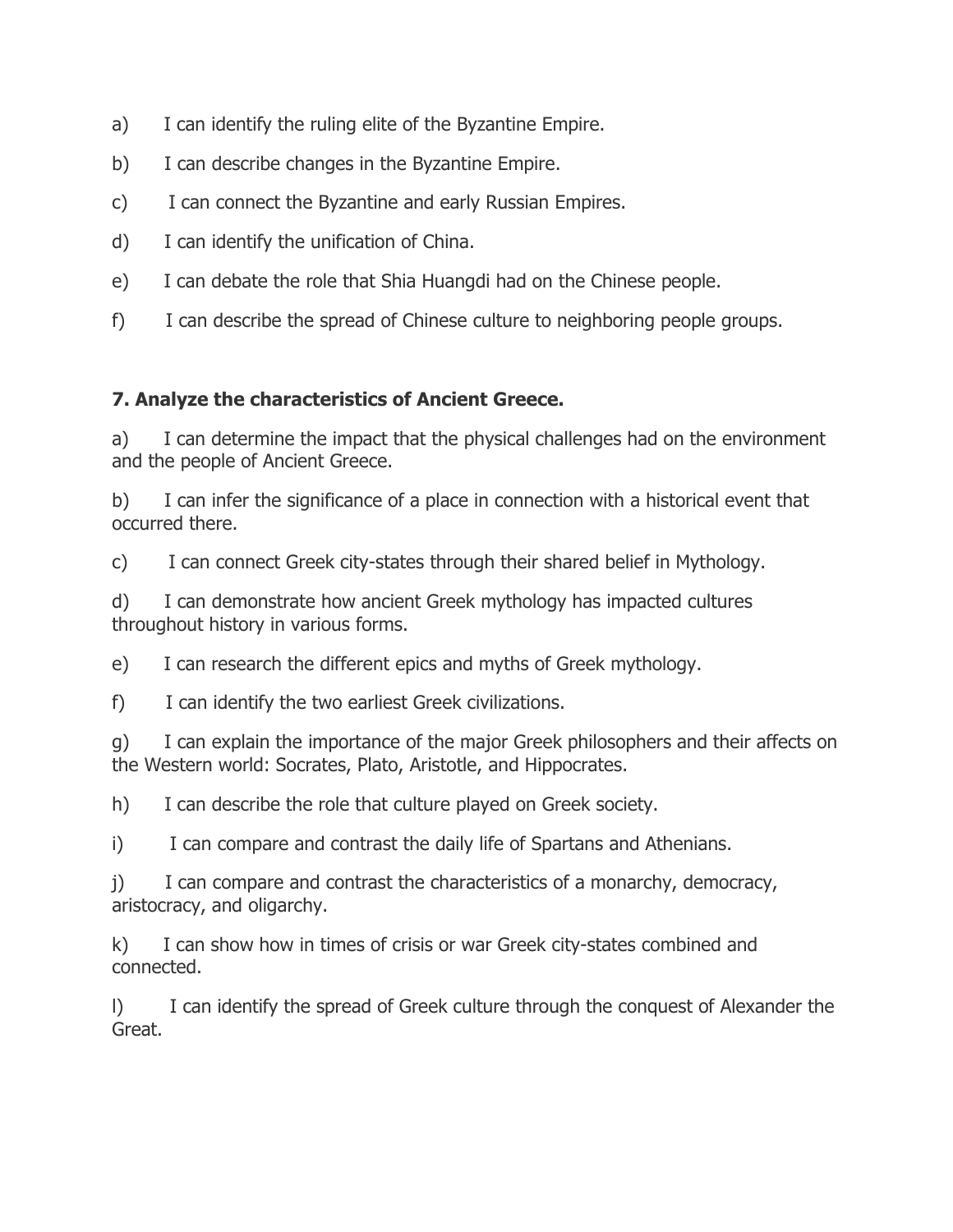a) I can identify the ruling elite of the Byzantine Empire.

b) I can describe changes in the Byzantine Empire.

c) I can connect the Byzantine and early Russian Empires.

d) I can identify the unification of China.

e) I can debate the role that Shia Huangdi had on the Chinese people.

f) I can describe the spread of Chinese culture to neighboring people groups.

**7. Analyze the characteristics of Ancient Greece.**

a) I can determine the impact that the physical challenges had on the environment and the people of Ancient Greece.

b) I can infer the significance of a place in connection with a historical event that occurred there.

c) I can connect Greek city-states through their shared belief in Mythology.

d) I can demonstrate how ancient Greek mythology has impacted cultures throughout history in various forms.

e) I can research the different epics and myths of Greek mythology.

f) I can identify the two earliest Greek civilizations.

g) I can explain the importance of the major Greek philosophers and their affects on the Western world: Socrates, Plato, Aristotle, and Hippocrates.

h) I can describe the role that culture played on Greek society.

i) I can compare and contrast the daily life of Spartans and Athenians.

j) I can compare and contrast the characteristics of a monarchy, democracy, aristocracy, and oligarchy.

k) I can show how in times of crisis or war Greek city-states combined and connected.

l) I can identify the spread of Greek culture through the conquest of Alexander the Great.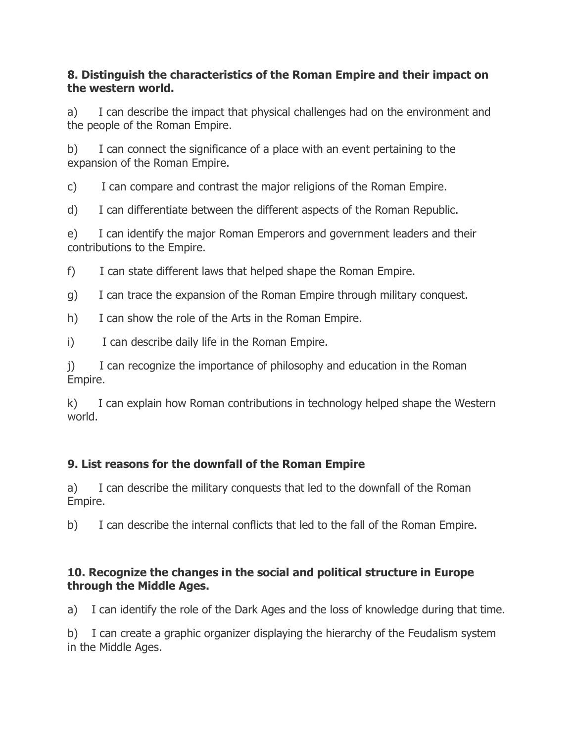**8. Distinguish the characteristics of the Roman Empire and their impact on the western world.**

a) I can describe the impact that physical challenges had on the environment and the people of the Roman Empire.

b) I can connect the significance of a place with an event pertaining to the expansion of the Roman Empire.

c) I can compare and contrast the major religions of the Roman Empire.

d) I can differentiate between the different aspects of the Roman Republic.

e) I can identify the major Roman Emperors and government leaders and their contributions to the Empire.

f) I can state different laws that helped shape the Roman Empire.

g) I can trace the expansion of the Roman Empire through military conquest.

h) I can show the role of the Arts in the Roman Empire.

i) I can describe daily life in the Roman Empire.

j) I can recognize the importance of philosophy and education in the Roman Empire.

k) I can explain how Roman contributions in technology helped shape the Western world.

**9. List reasons for the downfall of the Roman Empire**

a) I can describe the military conquests that led to the downfall of the Roman Empire.

b) I can describe the internal conflicts that led to the fall of the Roman Empire.

**10. Recognize the changes in the social and political structure in Europe through the Middle Ages.**

a) I can identify the role of the Dark Ages and the loss of knowledge during that time.

b) I can create a graphic organizer displaying the hierarchy of the Feudalism system in the Middle Ages.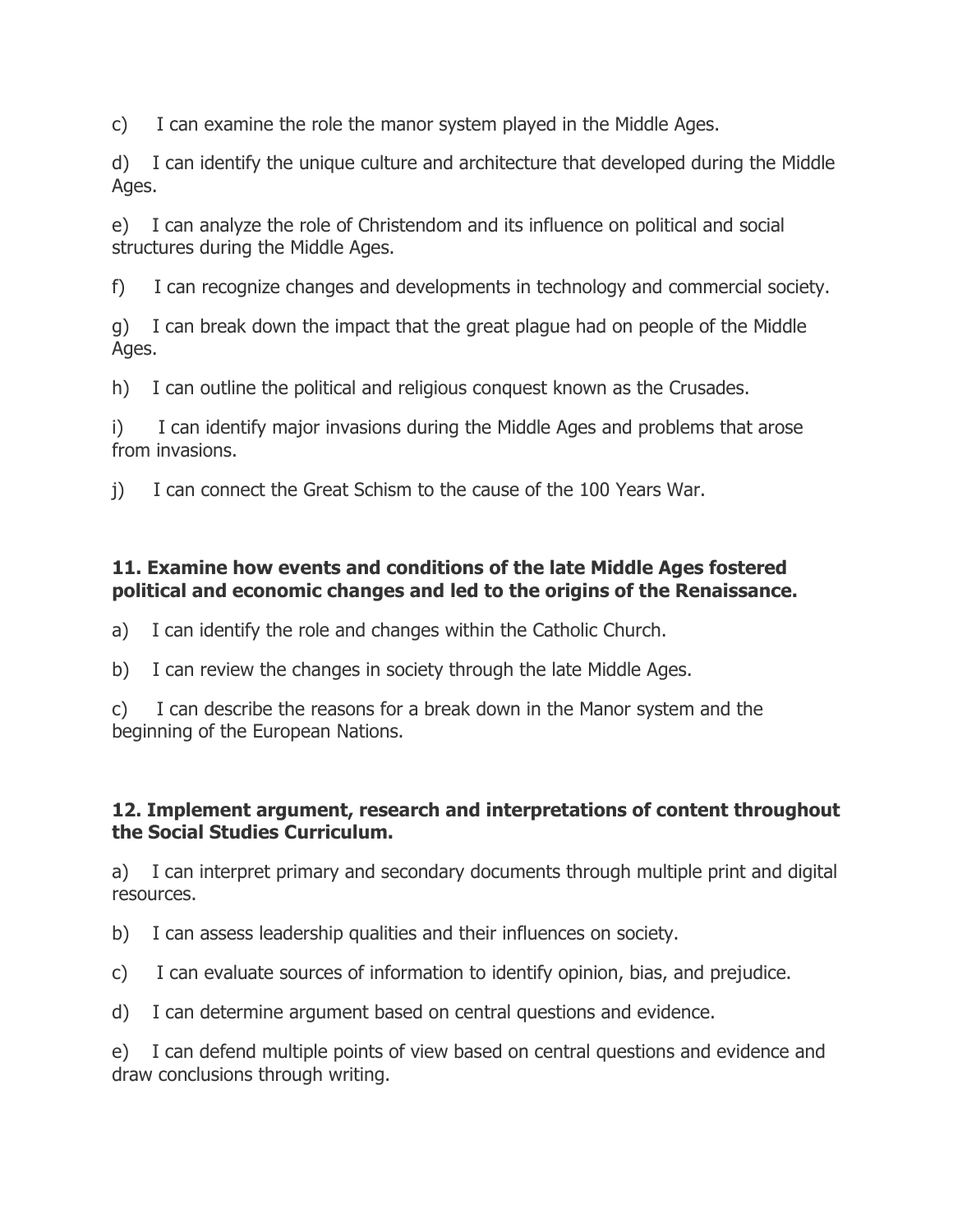c) I can examine the role the manor system played in the Middle Ages.

d) I can identify the unique culture and architecture that developed during the Middle Ages.

e) I can analyze the role of Christendom and its influence on political and social structures during the Middle Ages.

f) I can recognize changes and developments in technology and commercial society.

g) I can break down the impact that the great plague had on people of the Middle Ages.

h) I can outline the political and religious conquest known as the Crusades.

i) I can identify major invasions during the Middle Ages and problems that arose from invasions.

j) I can connect the Great Schism to the cause of the 100 Years War.

**11. Examine how events and conditions of the late Middle Ages fostered political and economic changes and led to the origins of the Renaissance.**

a) I can identify the role and changes within the Catholic Church.

b) I can review the changes in society through the late Middle Ages.

c) I can describe the reasons for a break down in the Manor system and the beginning of the European Nations.

**12. Implement argument, research and interpretations of content throughout the Social Studies Curriculum.**

a) I can interpret primary and secondary documents through multiple print and digital resources.

b) I can assess leadership qualities and their influences on society.

c) I can evaluate sources of information to identify opinion, bias, and prejudice.

d) I can determine argument based on central questions and evidence.

e) I can defend multiple points of view based on central questions and evidence and draw conclusions through writing.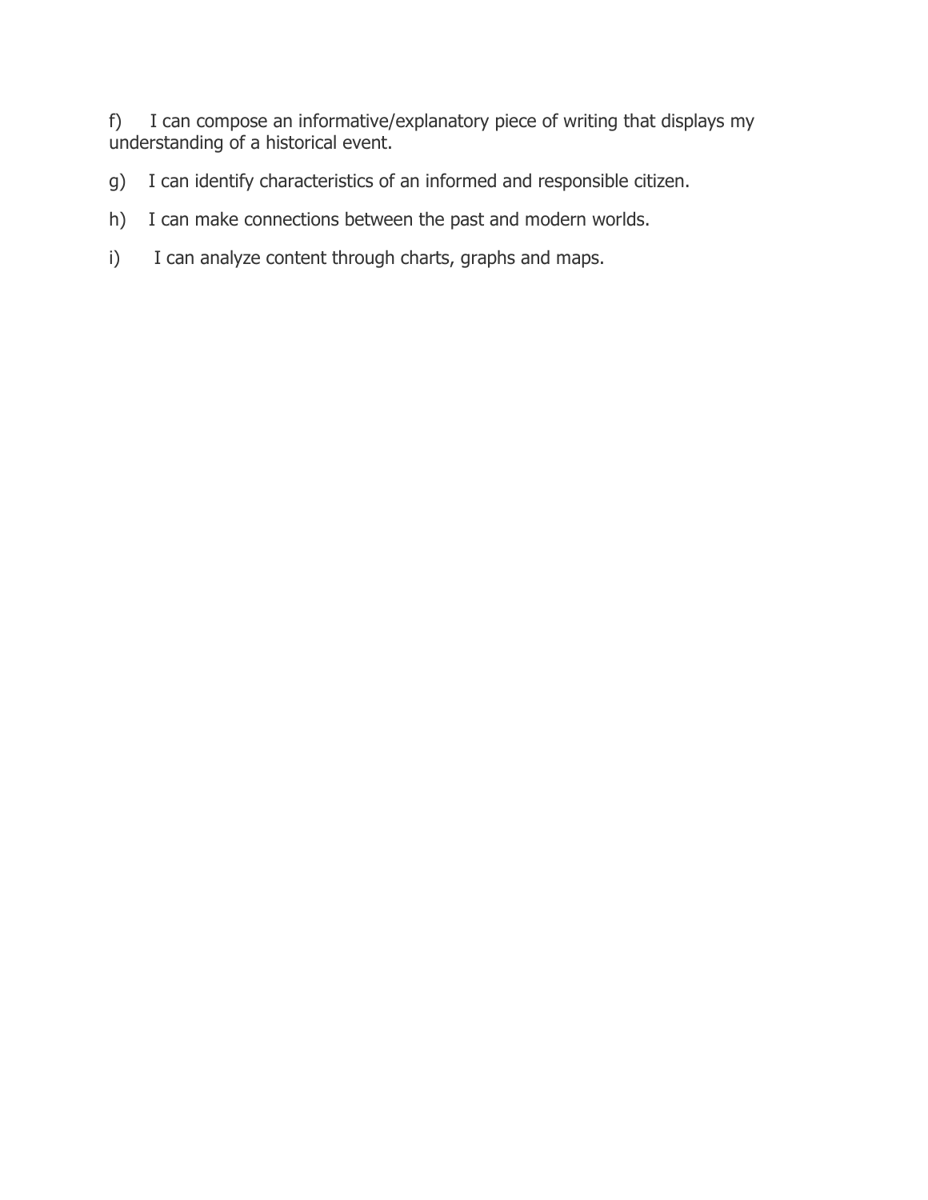f) I can compose an informative/explanatory piece of writing that displays my understanding of a historical event.

g) I can identify characteristics of an informed and responsible citizen.

h) I can make connections between the past and modern worlds.

i) I can analyze content through charts, graphs and maps.